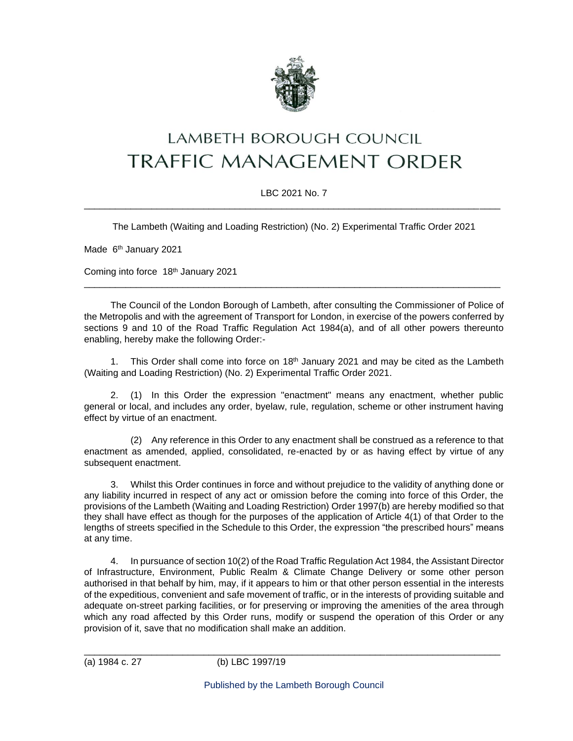# LAMBETH BOROUGH COUNCIL
# TRAFFIC MANAGEMENT ORDER

LBC 2021 No. 7

---

The Lambeth (Waiting and Loading Restriction) (No. 2) Experimental Traffic Order 2021

Made 6th January 2021

Coming into force 18th January 2021

---

The Council of the London Borough of Lambeth, after consulting the Commissioner of Police of the Metropolis and with the agreement of Transport for London, in exercise of the powers conferred by sections 9 and 10 of the Road Traffic Regulation Act 1984(a), and of all other powers thereunto enabling, hereby make the following Order:-

1. This Order shall come into force on 18th January 2021 and may be cited as the Lambeth (Waiting and Loading Restriction) (No. 2) Experimental Traffic Order 2021.

2. (1) In this Order the expression "enactment" means any enactment, whether public general or local, and includes any order, byelaw, rule, regulation, scheme or other instrument having effect by virtue of an enactment.

   (2) Any reference in this Order to any enactment shall be construed as a reference to that enactment as amended, applied, consolidated, re-enacted by or as having effect by virtue of any subsequent enactment.

3. Whilst this Order continues in force and without prejudice to the validity of anything done or any liability incurred in respect of any act or omission before the coming into force of this Order, the provisions of the Lambeth (Waiting and Loading Restriction) Order 1997(b) are hereby modified so that they shall have effect as though for the purposes of the application of Article 4(1) of that Order to the lengths of streets specified in the Schedule to this Order, the expression "the prescribed hours" means at any time.

4. In pursuance of section 10(2) of the Road Traffic Regulation Act 1984, the Assistant Director of Infrastructure, Environment, Public Realm & Climate Change Delivery or some other person authorised in that behalf by him, may, if it appears to him or that other person essential in the interests of the expeditious, convenient and safe movement of traffic, or in the interests of providing suitable and adequate on-street parking facilities, or for preserving or improving the amenities of the area through which any road affected by this Order runs, modify or suspend the operation of this Order or any provision of it, save that no modification shall make an addition.

---

(a) 1984 c. 27 (b) LBC 1997/19

Published by the Lambeth Borough Council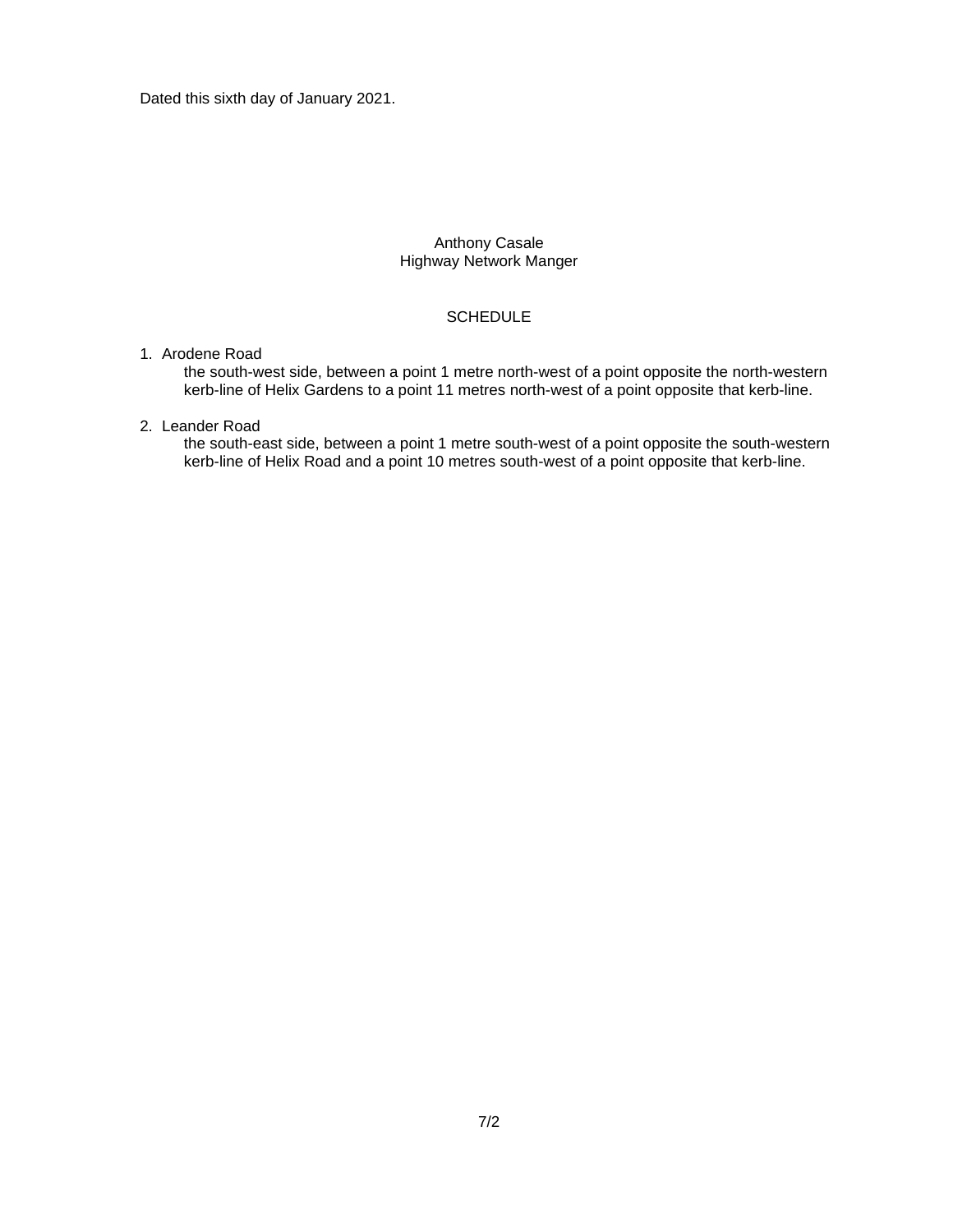Dated this sixth day of January 2021.

Anthony Casale
Highway Network Manger

SCHEDULE

1. Arodene Road
   the south-west side, between a point 1 metre north-west of a point opposite the north-western kerb-line of Helix Gardens to a point 11 metres north-west of a point opposite that kerb-line.

2. Leander Road
   the south-east side, between a point 1 metre south-west of a point opposite the south-western kerb-line of Helix Road and a point 10 metres south-west of a point opposite that kerb-line.